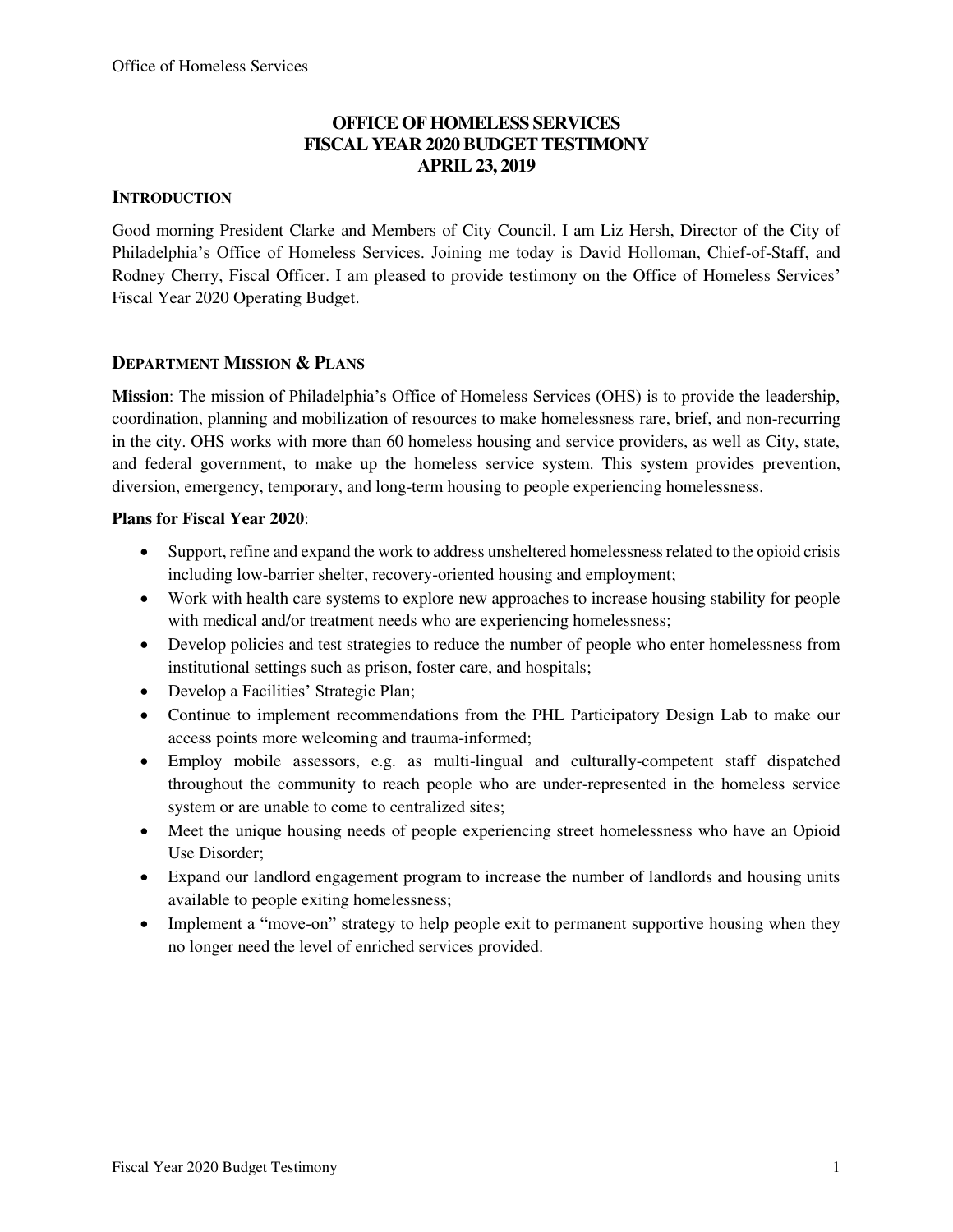# OFFICE OF HOMELESS SERVICES
# FISCAL YEAR 2020 BUDGET TESTIMONY
# APRIL 23, 2019

## INTRODUCTION

Good morning President Clarke and Members of City Council. I am Liz Hersh, Director of the City of Philadelphia's Office of Homeless Services. Joining me today is David Holloman, Chief-of-Staff, and Rodney Cherry, Fiscal Officer. I am pleased to provide testimony on the Office of Homeless Services' Fiscal Year 2020 Operating Budget.

## DEPARTMENT MISSION & PLANS

**Mission**: The mission of Philadelphia's Office of Homeless Services (OHS) is to provide the leadership, coordination, planning and mobilization of resources to make homelessness rare, brief, and non-recurring in the city. OHS works with more than 60 homeless housing and service providers, as well as City, state, and federal government, to make up the homeless service system. This system provides prevention, diversion, emergency, temporary, and long-term housing to people experiencing homelessness.

**Plans for Fiscal Year 2020**:

- Support, refine and expand the work to address unsheltered homelessness related to the opioid crisis including low-barrier shelter, recovery-oriented housing and employment;
- Work with health care systems to explore new approaches to increase housing stability for people with medical and/or treatment needs who are experiencing homelessness;
- Develop policies and test strategies to reduce the number of people who enter homelessness from institutional settings such as prison, foster care, and hospitals;
- Develop a Facilities' Strategic Plan;
- Continue to implement recommendations from the PHL Participatory Design Lab to make our access points more welcoming and trauma-informed;
- Employ mobile assessors, e.g. as multi-lingual and culturally-competent staff dispatched throughout the community to reach people who are under-represented in the homeless service system or are unable to come to centralized sites;
- Meet the unique housing needs of people experiencing street homelessness who have an Opioid Use Disorder;
- Expand our landlord engagement program to increase the number of landlords and housing units available to people exiting homelessness;
- Implement a "move-on" strategy to help people exit to permanent supportive housing when they no longer need the level of enriched services provided.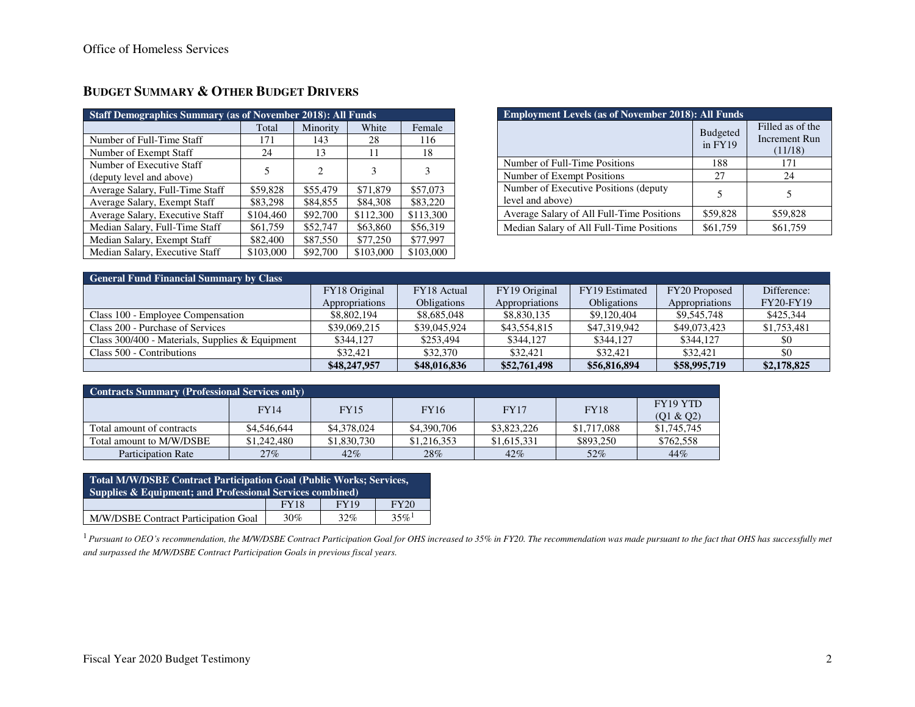## BUDGET SUMMARY & OTHER BUDGET DRIVERS

| Staff Demographics Summary (as of November 2018): All Funds | | | | |
|---|---|---|---|---|
| | Total | Minority | White | Female |
| Number of Full-Time Staff | 171 | 143 | 28 | 116 |
| Number of Exempt Staff | 24 | 13 | 11 | 18 |
| Number of Executive Staff (deputy level and above) | 5 | 2 | 3 | 3 |
| Average Salary, Full-Time Staff | $59,828 | $55,479 | $71,879 | $57,073 |
| Average Salary, Exempt Staff | $83,298 | $84,855 | $84,308 | $83,220 |
| Average Salary, Executive Staff | $104,460 | $92,700 | $112,300 | $113,300 |
| Median Salary, Full-Time Staff | $61,759 | $52,747 | $63,860 | $56,319 |
| Median Salary, Exempt Staff | $82,400 | $87,550 | $77,250 | $77,997 |
| Median Salary, Executive Staff | $103,000 | $92,700 | $103,000 | $103,000 |

| Employment Levels (as of November 2018): All Funds | | |
|---|---|---|
| | Budgeted in FY19 | Filled as of the Increment Run (11/18) |
| Number of Full-Time Positions | 188 | 171 |
| Number of Exempt Positions | 27 | 24 |
| Number of Executive Positions (deputy level and above) | 5 | 5 |
| Average Salary of All Full-Time Positions | $59,828 | $59,828 |
| Median Salary of All Full-Time Positions | $61,759 | $61,759 |

| General Fund Financial Summary by Class | | | | | | |
|---|---|---|---|---|---|---|
| | FY18 Original Appropriations | FY18 Actual Obligations | FY19 Original Appropriations | FY19 Estimated Obligations | FY20 Proposed Appropriations | Difference: FY20-FY19 |
| Class 100 - Employee Compensation | $8,802,194 | $8,685,048 | $8,830,135 | $9,120,404 | $9,545,748 | $425,344 |
| Class 200 - Purchase of Services | $39,069,215 | $39,045,924 | $43,554,815 | $47,319,942 | $49,073,423 | $1,753,481 |
| Class 300/400 - Materials, Supplies & Equipment | $344,127 | $253,494 | $344,127 | $344,127 | $344,127 | $0 |
| Class 500 - Contributions | $32,421 | $32,370 | $32,421 | $32,421 | $32,421 | $0 |
| | **$48,247,957** | **$48,016,836** | **$52,761,498** | **$56,816,894** | **$58,995,719** | **$2,178,825** |

| Contracts Summary (Professional Services only) | | | | | | |
|---|---|---|---|---|---|---|
| | FY14 | FY15 | FY16 | FY17 | FY18 | FY19 YTD (Q1 & Q2) |
| Total amount of contracts | $4,546,644 | $4,378,024 | $4,390,706 | $3,823,226 | $1,717,088 | $1,745,745 |
| Total amount to M/W/DSBE | $1,242,480 | $1,830,730 | $1,216,353 | $1,615,331 | $893,250 | $762,558 |
| Participation Rate | 27% | 42% | 28% | 42% | 52% | 44% |

| Total M/W/DSBE Contract Participation Goal (Public Works; Services, Supplies & Equipment; and Professional Services combined) | | | |
|---|---|---|---|
| | FY18 | FY19 | FY20 |
| M/W/DSBE Contract Participation Goal | 30% | 32% | 35%[1] |

[1] *Pursuant to OEO's recommendation, the M/W/DSBE Contract Participation Goal for OHS increased to 35% in FY20. The recommendation was made pursuant to the fact that OHS has successfully met and surpassed the M/W/DSBE Contract Participation Goals in previous fiscal years.*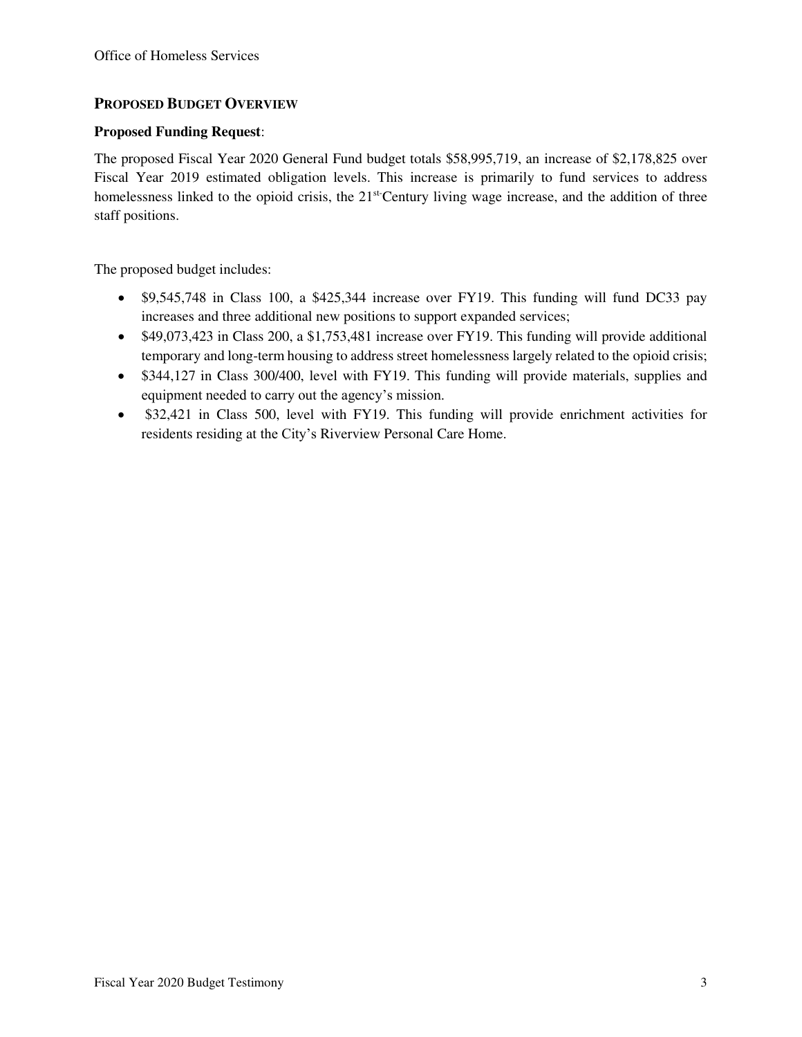## PROPOSED BUDGET OVERVIEW

**Proposed Funding Request**:

The proposed Fiscal Year 2020 General Fund budget totals $58,995,719, an increase of $2,178,825 over Fiscal Year 2019 estimated obligation levels. This increase is primarily to fund services to address homelessness linked to the opioid crisis, the 21st Century living wage increase, and the addition of three staff positions.

The proposed budget includes:

- $9,545,748 in Class 100, a $425,344 increase over FY19. This funding will fund DC33 pay increases and three additional new positions to support expanded services;
- $49,073,423 in Class 200, a $1,753,481 increase over FY19. This funding will provide additional temporary and long-term housing to address street homelessness largely related to the opioid crisis;
- $344,127 in Class 300/400, level with FY19. This funding will provide materials, supplies and equipment needed to carry out the agency's mission.
- $32,421 in Class 500, level with FY19. This funding will provide enrichment activities for residents residing at the City's Riverview Personal Care Home.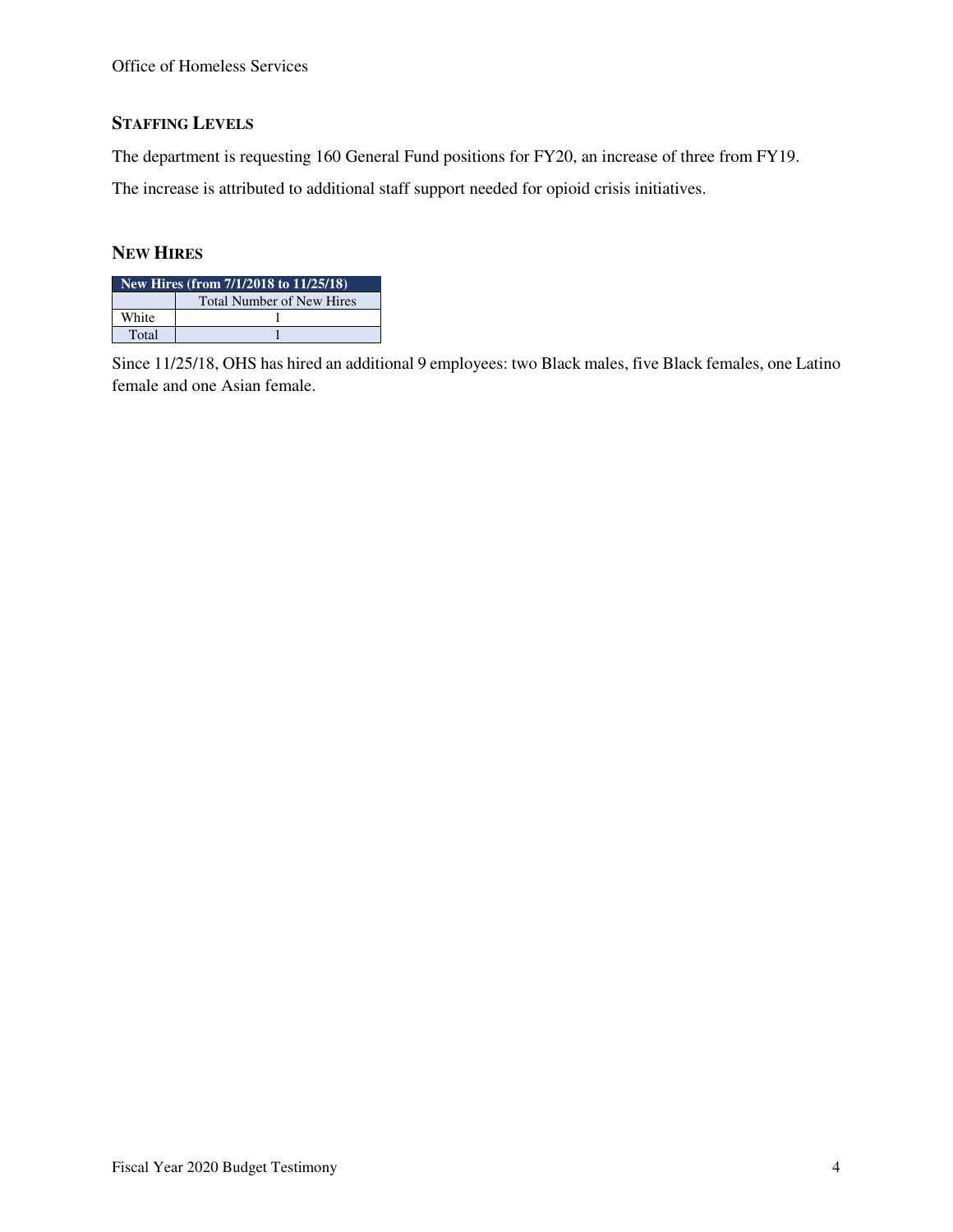## STAFFING LEVELS

The department is requesting 160 General Fund positions for FY20, an increase of three from FY19.

The increase is attributed to additional staff support needed for opioid crisis initiatives.

## NEW HIRES

| New Hires (from 7/1/2018 to 11/25/18) | |
|---|---|
| | Total Number of New Hires |
| White | 1 |
| Total | 1 |

Since 11/25/18, OHS has hired an additional 9 employees: two Black males, five Black females, one Latino female and one Asian female.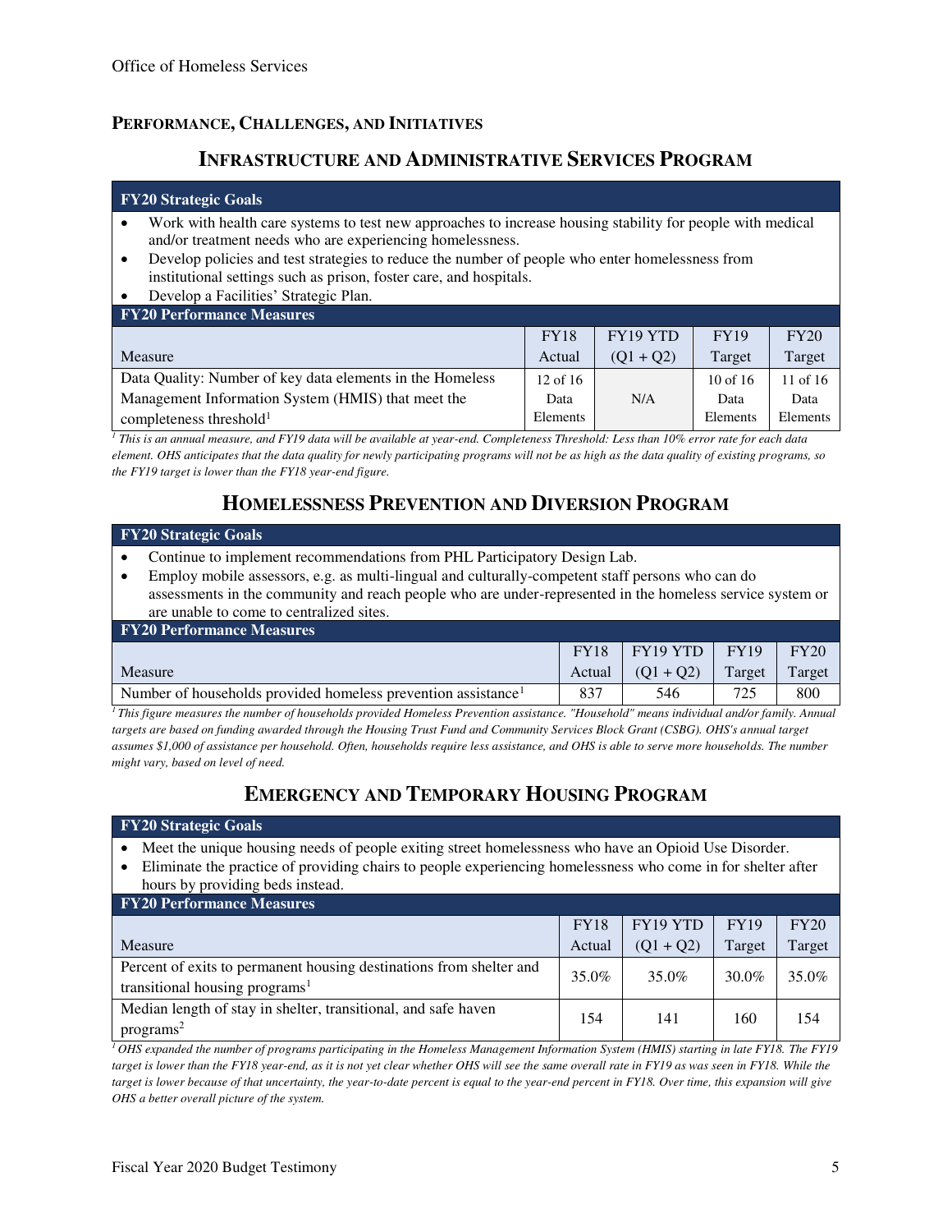## PERFORMANCE, CHALLENGES, AND INITIATIVES

### INFRASTRUCTURE AND ADMINISTRATIVE SERVICES PROGRAM

**FY20 Strategic Goals**

- Work with health care systems to test new approaches to increase housing stability for people with medical and/or treatment needs who are experiencing homelessness.
- Develop policies and test strategies to reduce the number of people who enter homelessness from institutional settings such as prison, foster care, and hospitals.
- Develop a Facilities' Strategic Plan.

**FY20 Performance Measures**

| Measure | FY18 Actual | FY19 YTD (Q1 + Q2) | FY19 Target | FY20 Target |
|---|---|---|---|---|
| Data Quality: Number of key data elements in the Homeless Management Information System (HMIS) that meet the completeness threshold[1] | 12 of 16 Data Elements | N/A | 10 of 16 Data Elements | 11 of 16 Data Elements |

*[1] This is an annual measure, and FY19 data will be available at year-end. Completeness Threshold: Less than 10% error rate for each data element. OHS anticipates that the data quality for newly participating programs will not be as high as the data quality of existing programs, so the FY19 target is lower than the FY18 year-end figure.*

### HOMELESSNESS PREVENTION AND DIVERSION PROGRAM

**FY20 Strategic Goals**

- Continue to implement recommendations from PHL Participatory Design Lab.
- Employ mobile assessors, e.g. as multi-lingual and culturally-competent staff persons who can do assessments in the community and reach people who are under-represented in the homeless service system or are unable to come to centralized sites.

**FY20 Performance Measures**

| Measure | FY18 Actual | FY19 YTD (Q1 + Q2) | FY19 Target | FY20 Target |
|---|---|---|---|---|
| Number of households provided homeless prevention assistance[1] | 837 | 546 | 725 | 800 |

*[1] This figure measures the number of households provided Homeless Prevention assistance. "Household" means individual and/or family. Annual targets are based on funding awarded through the Housing Trust Fund and Community Services Block Grant (CSBG). OHS's annual target assumes $1,000 of assistance per household. Often, households require less assistance, and OHS is able to serve more households. The number might vary, based on level of need.*

### EMERGENCY AND TEMPORARY HOUSING PROGRAM

**FY20 Strategic Goals**

- Meet the unique housing needs of people exiting street homelessness who have an Opioid Use Disorder.
- Eliminate the practice of providing chairs to people experiencing homelessness who come in for shelter after hours by providing beds instead.

**FY20 Performance Measures**

| Measure | FY18 Actual | FY19 YTD (Q1 + Q2) | FY19 Target | FY20 Target |
|---|---|---|---|---|
| Percent of exits to permanent housing destinations from shelter and transitional housing programs[1] | 35.0% | 35.0% | 30.0% | 35.0% |
| Median length of stay in shelter, transitional, and safe haven programs[2] | 154 | 141 | 160 | 154 |

*[1] OHS expanded the number of programs participating in the Homeless Management Information System (HMIS) starting in late FY18. The FY19 target is lower than the FY18 year-end, as it is not yet clear whether OHS will see the same overall rate in FY19 as was seen in FY18. While the target is lower because of that uncertainty, the year-to-date percent is equal to the year-end percent in FY18. Over time, this expansion will give OHS a better overall picture of the system.*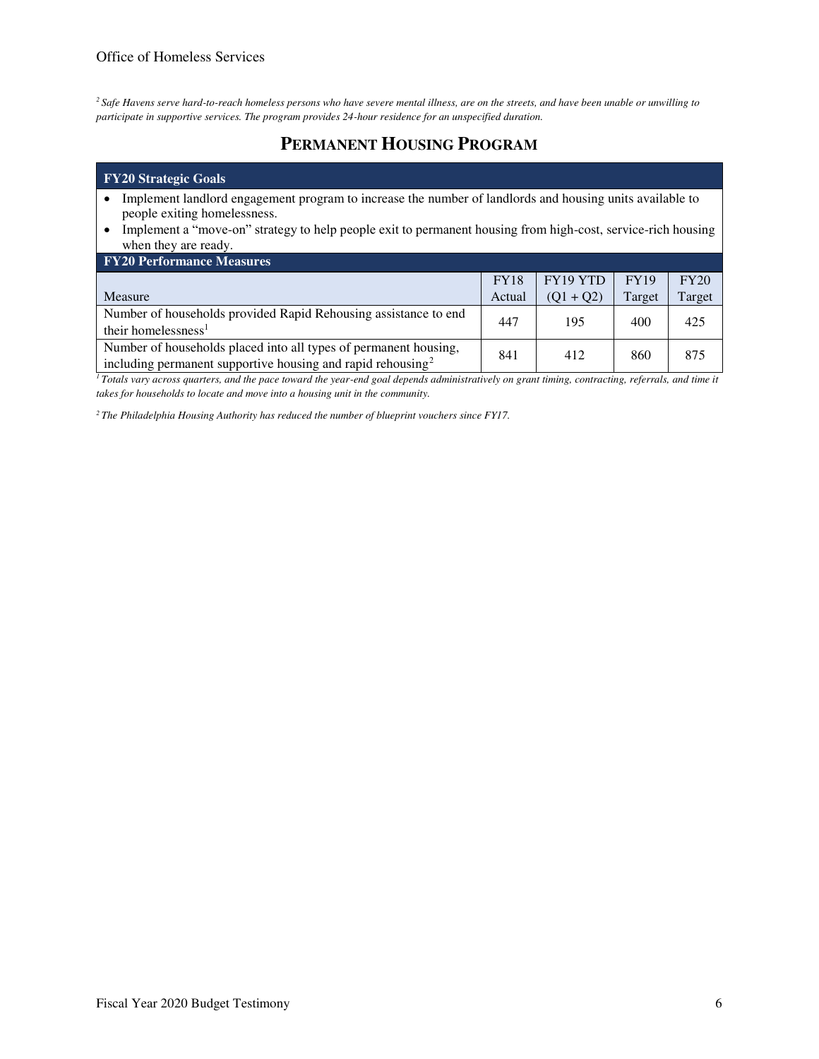[2] *Safe Havens serve hard-to-reach homeless persons who have severe mental illness, are on the streets, and have been unable or unwilling to participate in supportive services. The program provides 24-hour residence for an unspecified duration.*

## PERMANENT HOUSING PROGRAM

**FY20 Strategic Goals**

- Implement landlord engagement program to increase the number of landlords and housing units available to people exiting homelessness.
- Implement a "move-on" strategy to help people exit to permanent housing from high-cost, service-rich housing when they are ready.

**FY20 Performance Measures**

| Measure | FY18 Actual | FY19 YTD (Q1 + Q2) | FY19 Target | FY20 Target |
|---|---|---|---|---|
| Number of households provided Rapid Rehousing assistance to end their homelessness[1] | 447 | 195 | 400 | 425 |
| Number of households placed into all types of permanent housing, including permanent supportive housing and rapid rehousing[2] | 841 | 412 | 860 | 875 |

[1] *Totals vary across quarters, and the pace toward the year-end goal depends administratively on grant timing, contracting, referrals, and time it takes for households to locate and move into a housing unit in the community.*

[2] *The Philadelphia Housing Authority has reduced the number of blueprint vouchers since FY17.*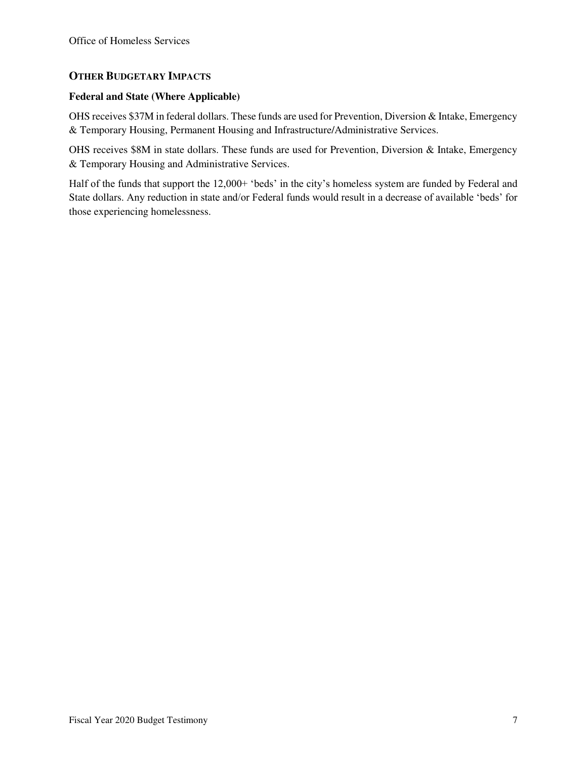## Other Budgetary Impacts

### Federal and State (Where Applicable)

OHS receives $37M in federal dollars. These funds are used for Prevention, Diversion & Intake, Emergency & Temporary Housing, Permanent Housing and Infrastructure/Administrative Services.

OHS receives $8M in state dollars. These funds are used for Prevention, Diversion & Intake, Emergency & Temporary Housing and Administrative Services.

Half of the funds that support the 12,000+ 'beds' in the city's homeless system are funded by Federal and State dollars. Any reduction in state and/or Federal funds would result in a decrease of available 'beds' for those experiencing homelessness.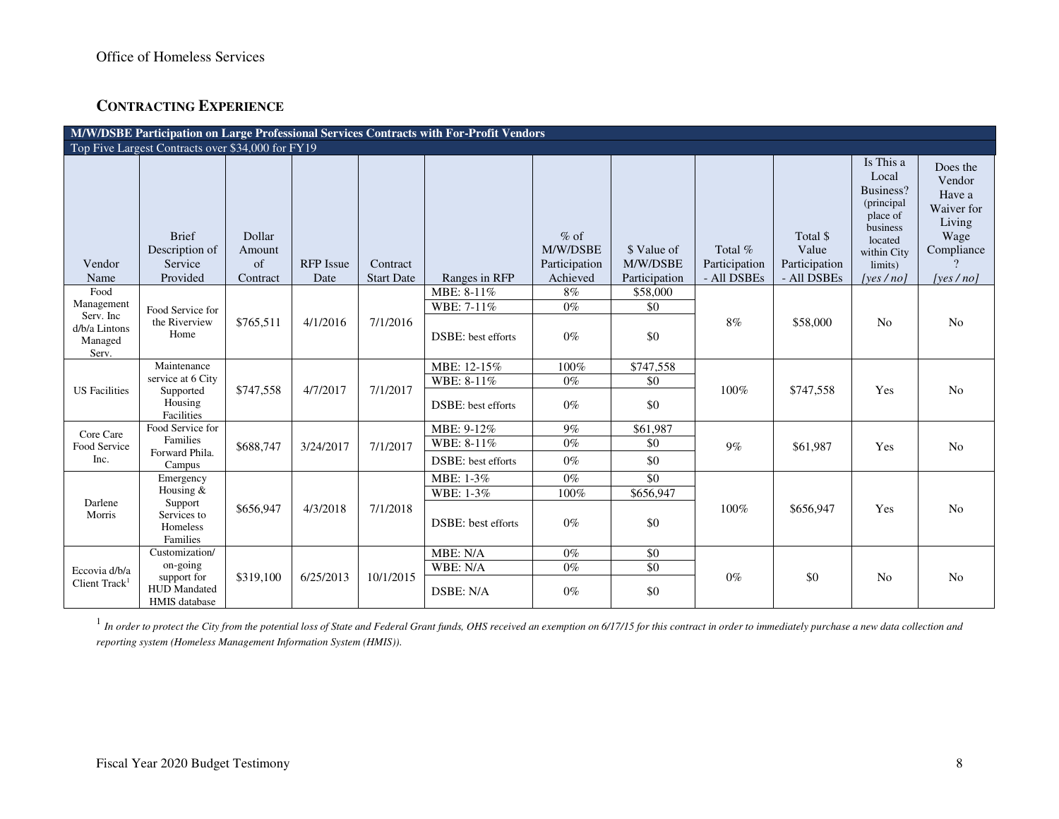## CONTRACTING EXPERIENCE

| M/W/DSBE Participation on Large Professional Services Contracts with For-Profit Vendors | | | | | | | | | | | |
|---|---|---|---|---|---|---|---|---|---|---|---|
| Top Five Largest Contracts over $34,000 for FY19 | | | | | | | | | | | |
| Vendor Name | Brief Description of Service Provided | Dollar Amount of Contract | RFP Issue Date | Contract Start Date | Ranges in RFP | % of M/W/DSBE Participation Achieved | $ Value of M/W/DSBE Participation | Total % Participation - All DSBEs | Total $ Value Participation - All DSBEs | Is This a Local Business? (principal place of business located within City limits) *[yes / no]* | Does the Vendor Have a Waiver for Living Wage Compliance? *[yes / no]* |
| Food Management Serv. Inc d/b/a Lintons Managed Serv. | Food Service for the Riverview Home | $765,511 | 4/1/2016 | 7/1/2016 | MBE: 8-11% | 8% | $58,000 | 8% | $58,000 | No | No |
| | | | | | WBE: 7-11% | 0% | $0 | | | | |
| | | | | | DSBE: best efforts | 0% | $0 | | | | |
| US Facilities | Maintenance service at 6 City Supported Housing Facilities | $747,558 | 4/7/2017 | 7/1/2017 | MBE: 12-15% | 100% | $747,558 | 100% | $747,558 | Yes | No |
| | | | | | WBE: 8-11% | 0% | $0 | | | | |
| | | | | | DSBE: best efforts | 0% | $0 | | | | |
| Core Care Food Service Inc. | Food Service for Families Forward Phila. Campus | $688,747 | 3/24/2017 | 7/1/2017 | MBE: 9-12% | 9% | $61,987 | 9% | $61,987 | Yes | No |
| | | | | | WBE: 8-11% | 0% | $0 | | | | |
| | | | | | DSBE: best efforts | 0% | $0 | | | | |
| Darlene Morris | Emergency Housing & Support Services to Homeless Families | $656,947 | 4/3/2018 | 7/1/2018 | MBE: 1-3% | 0% | $0 | 100% | $656,947 | Yes | No |
| | | | | | WBE: 1-3% | 100% | $656,947 | | | | |
| | | | | | DSBE: best efforts | 0% | $0 | | | | |
| Eccovia d/b/a Client Track[1] | Customization/ on-going support for HUD Mandated HMIS database | $319,100 | 6/25/2013 | 10/1/2015 | MBE: N/A | 0% | $0 | 0% | $0 | No | No |
| | | | | | WBE: N/A | 0% | $0 | | | | |
| | | | | | DSBE: N/A | 0% | $0 | | | | |

[1] *In order to protect the City from the potential loss of State and Federal Grant funds, OHS received an exemption on 6/17/15 for this contract in order to immediately purchase a new data collection and reporting system (Homeless Management Information System (HMIS)).*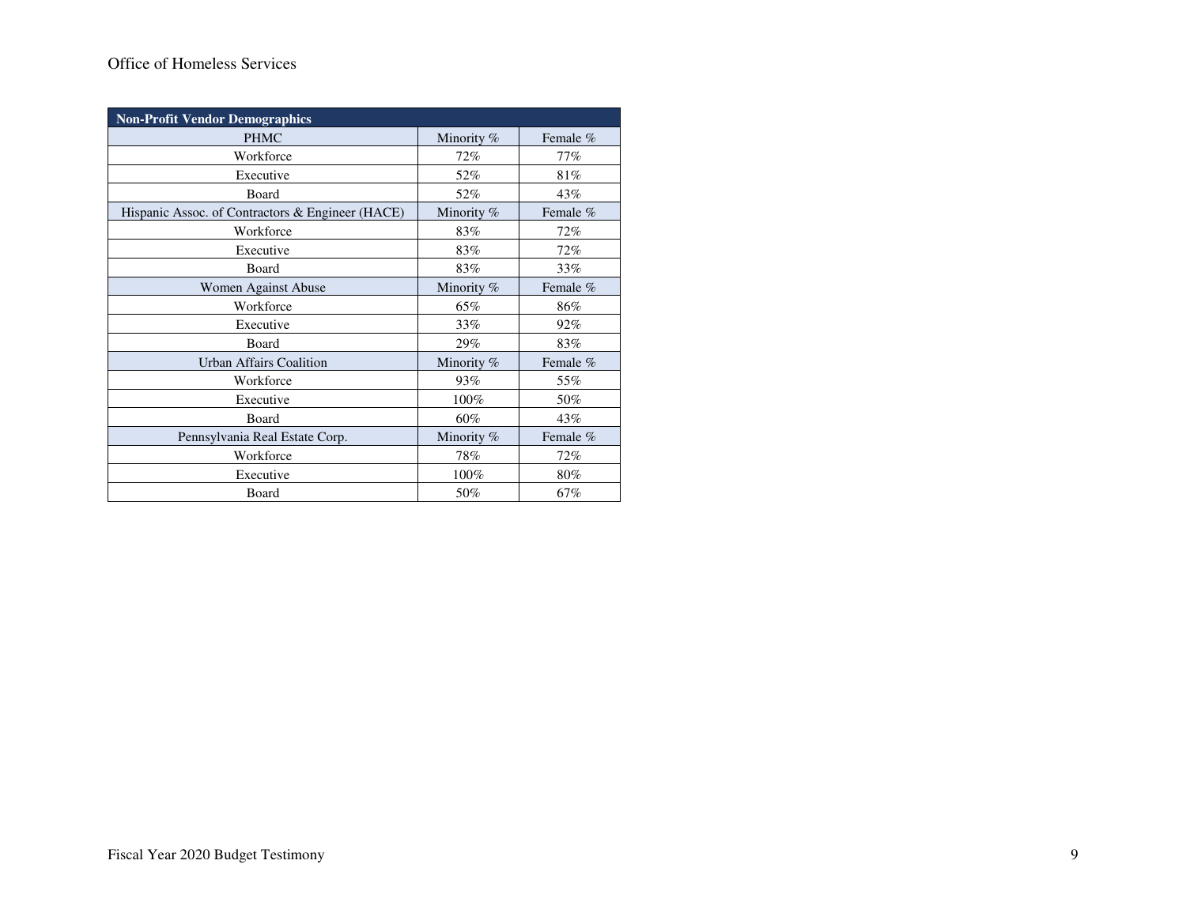| Non-Profit Vendor Demographics | | |
|---|---|---|
| PHMC | Minority % | Female % |
| Workforce | 72% | 77% |
| Executive | 52% | 81% |
| Board | 52% | 43% |
| Hispanic Assoc. of Contractors & Engineer (HACE) | Minority % | Female % |
| Workforce | 83% | 72% |
| Executive | 83% | 72% |
| Board | 83% | 33% |
| Women Against Abuse | Minority % | Female % |
| Workforce | 65% | 86% |
| Executive | 33% | 92% |
| Board | 29% | 83% |
| Urban Affairs Coalition | Minority % | Female % |
| Workforce | 93% | 55% |
| Executive | 100% | 50% |
| Board | 60% | 43% |
| Pennsylvania Real Estate Corp. | Minority % | Female % |
| Workforce | 78% | 72% |
| Executive | 100% | 80% |
| Board | 50% | 67% |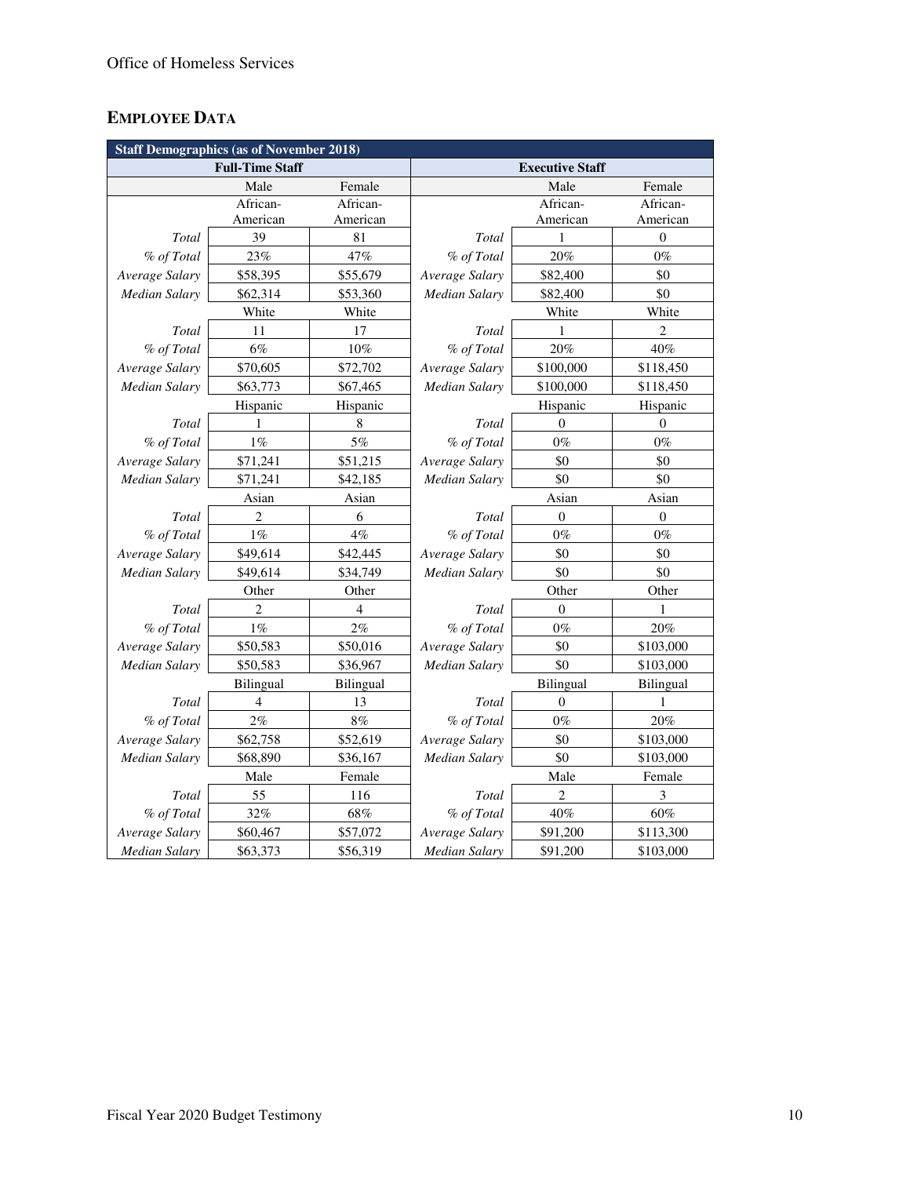## EMPLOYEE DATA

| Staff Demographics (as of November 2018) | | | | | |
|---|---|---|---|---|---|
| Full-Time Staff | | | Executive Staff | | |
| | Male | Female | | Male | Female |
| | African-American | African-American | | African-American | African-American |
| *Total* | 39 | 81 | *Total* | 1 | 0 |
| *% of Total* | 23% | 47% | *% of Total* | 20% | 0% |
| *Average Salary* | $58,395 | $55,679 | *Average Salary* | $82,400 | $0 |
| *Median Salary* | $62,314 | $53,360 | *Median Salary* | $82,400 | $0 |
| | White | White | | White | White |
| *Total* | 11 | 17 | *Total* | 1 | 2 |
| *% of Total* | 6% | 10% | *% of Total* | 20% | 40% |
| *Average Salary* | $70,605 | $72,702 | *Average Salary* | $100,000 | $118,450 |
| *Median Salary* | $63,773 | $67,465 | *Median Salary* | $100,000 | $118,450 |
| | Hispanic | Hispanic | | Hispanic | Hispanic |
| *Total* | 1 | 8 | *Total* | 0 | 0 |
| *% of Total* | 1% | 5% | *% of Total* | 0% | 0% |
| *Average Salary* | $71,241 | $51,215 | *Average Salary* | $0 | $0 |
| *Median Salary* | $71,241 | $42,185 | *Median Salary* | $0 | $0 |
| | Asian | Asian | | Asian | Asian |
| *Total* | 2 | 6 | *Total* | 0 | 0 |
| *% of Total* | 1% | 4% | *% of Total* | 0% | 0% |
| *Average Salary* | $49,614 | $42,445 | *Average Salary* | $0 | $0 |
| *Median Salary* | $49,614 | $34,749 | *Median Salary* | $0 | $0 |
| | Other | Other | | Other | Other |
| *Total* | 2 | 4 | *Total* | 0 | 1 |
| *% of Total* | 1% | 2% | *% of Total* | 0% | 20% |
| *Average Salary* | $50,583 | $50,016 | *Average Salary* | $0 | $103,000 |
| *Median Salary* | $50,583 | $36,967 | *Median Salary* | $0 | $103,000 |
| | Bilingual | Bilingual | | Bilingual | Bilingual |
| *Total* | 4 | 13 | *Total* | 0 | 1 |
| *% of Total* | 2% | 8% | *% of Total* | 0% | 20% |
| *Average Salary* | $62,758 | $52,619 | *Average Salary* | $0 | $103,000 |
| *Median Salary* | $68,890 | $36,167 | *Median Salary* | $0 | $103,000 |
| | Male | Female | | Male | Female |
| *Total* | 55 | 116 | *Total* | 2 | 3 |
| *% of Total* | 32% | 68% | *% of Total* | 40% | 60% |
| *Average Salary* | $60,467 | $57,072 | *Average Salary* | $91,200 | $113,300 |
| *Median Salary* | $63,373 | $56,319 | *Median Salary* | $91,200 | $103,000 |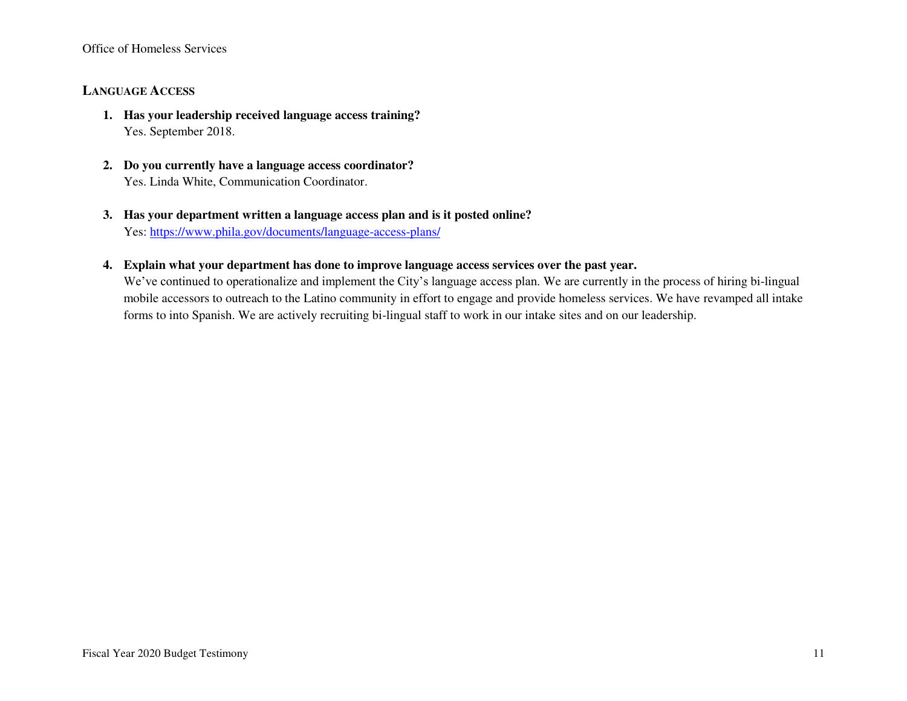## LANGUAGE ACCESS

1. **Has your leadership received language access training?**
   Yes. September 2018.

2. **Do you currently have a language access coordinator?**
   Yes. Linda White, Communication Coordinator.

3. **Has your department written a language access plan and is it posted online?**
   Yes: https://www.phila.gov/documents/language-access-plans/

4. **Explain what your department has done to improve language access services over the past year.**
   We've continued to operationalize and implement the City's language access plan. We are currently in the process of hiring bi-lingual mobile accessors to outreach to the Latino community in effort to engage and provide homeless services. We have revamped all intake forms to into Spanish. We are actively recruiting bi-lingual staff to work in our intake sites and on our leadership.